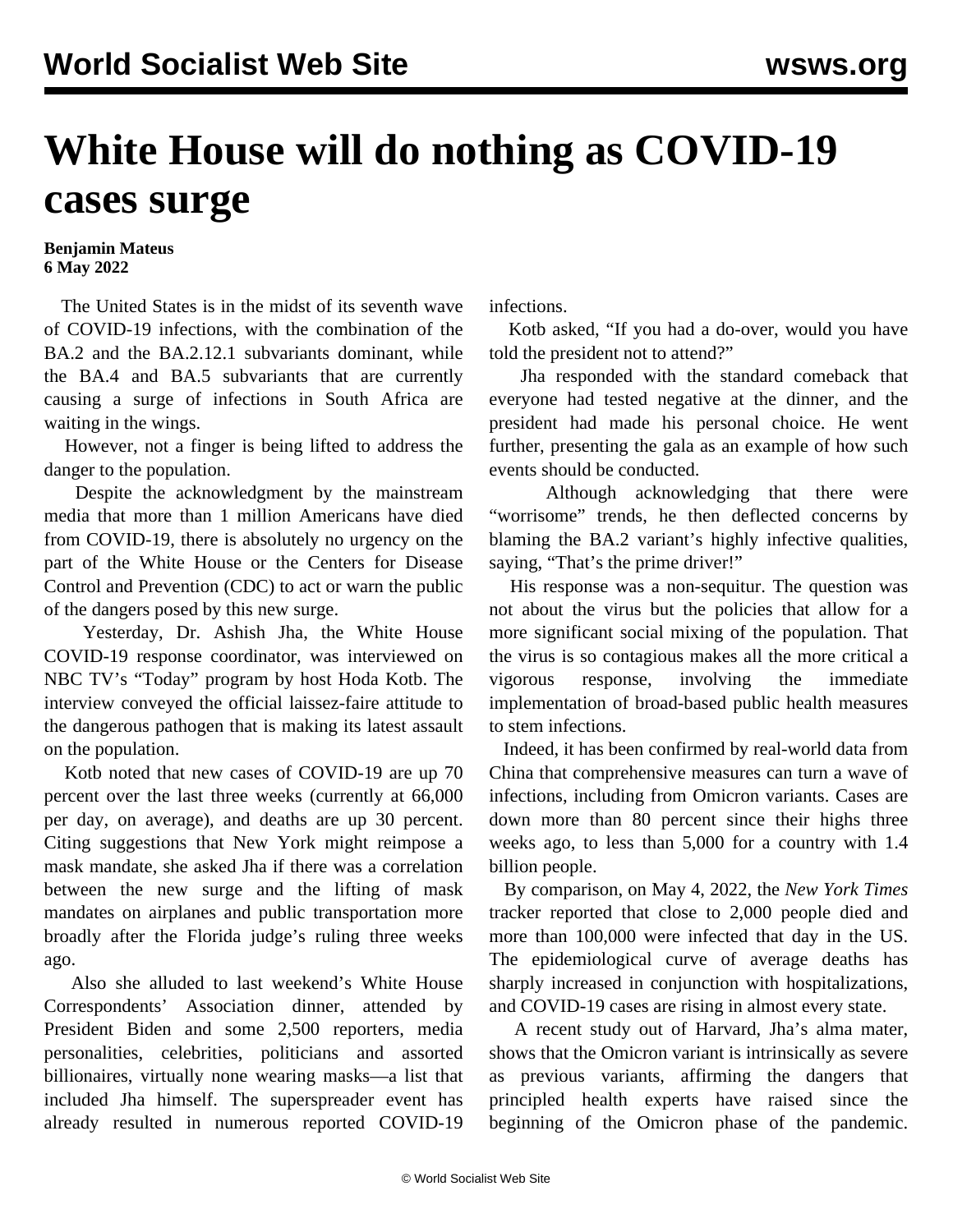# White House will do nothing as COVID-19 cases surge

**Benjamin Mateus**
**6 May 2022**

The United States is in the midst of its seventh wave of COVID-19 infections, with the combination of the BA.2 and the BA.2.12.1 subvariants dominant, while the BA.4 and BA.5 subvariants that are currently causing a surge of infections in South Africa are waiting in the wings.

However, not a finger is being lifted to address the danger to the population.

Despite the acknowledgment by the mainstream media that more than 1 million Americans have died from COVID-19, there is absolutely no urgency on the part of the White House or the Centers for Disease Control and Prevention (CDC) to act or warn the public of the dangers posed by this new surge.

Yesterday, Dr. Ashish Jha, the White House COVID-19 response coordinator, was interviewed on NBC TV's "Today" program by host Hoda Kotb. The interview conveyed the official laissez-faire attitude to the dangerous pathogen that is making its latest assault on the population.

Kotb noted that new cases of COVID-19 are up 70 percent over the last three weeks (currently at 66,000 per day, on average), and deaths are up 30 percent. Citing suggestions that New York might reimpose a mask mandate, she asked Jha if there was a correlation between the new surge and the lifting of mask mandates on airplanes and public transportation more broadly after the Florida judge's ruling three weeks ago.

Also she alluded to last weekend's White House Correspondents' Association dinner, attended by President Biden and some 2,500 reporters, media personalities, celebrities, politicians and assorted billionaires, virtually none wearing masks—a list that included Jha himself. The superspreader event has already resulted in numerous reported COVID-19 infections.

Kotb asked, "If you had a do-over, would you have told the president not to attend?"

Jha responded with the standard comeback that everyone had tested negative at the dinner, and the president had made his personal choice. He went further, presenting the gala as an example of how such events should be conducted.

Although acknowledging that there were "worrisome" trends, he then deflected concerns by blaming the BA.2 variant's highly infective qualities, saying, "That's the prime driver!"

His response was a non-sequitur. The question was not about the virus but the policies that allow for a more significant social mixing of the population. That the virus is so contagious makes all the more critical a vigorous response, involving the immediate implementation of broad-based public health measures to stem infections.

Indeed, it has been confirmed by real-world data from China that comprehensive measures can turn a wave of infections, including from Omicron variants. Cases are down more than 80 percent since their highs three weeks ago, to less than 5,000 for a country with 1.4 billion people.

By comparison, on May 4, 2022, the *New York Times* tracker reported that close to 2,000 people died and more than 100,000 were infected that day in the US. The epidemiological curve of average deaths has sharply increased in conjunction with hospitalizations, and COVID-19 cases are rising in almost every state.

A recent study out of Harvard, Jha's alma mater, shows that the Omicron variant is intrinsically as severe as previous variants, affirming the dangers that principled health experts have raised since the beginning of the Omicron phase of the pandemic.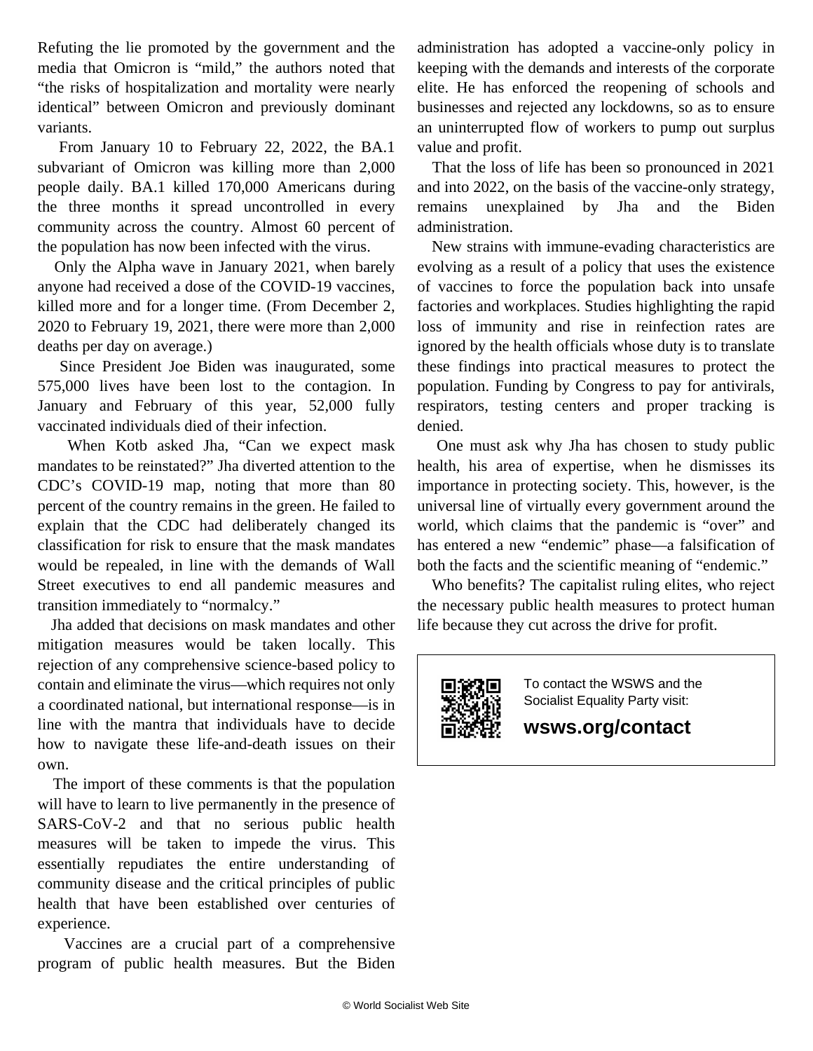Refuting the lie promoted by the government and the media that Omicron is "mild," the authors noted that "the risks of hospitalization and mortality were nearly identical" between Omicron and previously dominant variants.

From January 10 to February 22, 2022, the BA.1 subvariant of Omicron was killing more than 2,000 people daily. BA.1 killed 170,000 Americans during the three months it spread uncontrolled in every community across the country. Almost 60 percent of the population has now been infected with the virus.

Only the Alpha wave in January 2021, when barely anyone had received a dose of the COVID-19 vaccines, killed more and for a longer time. (From December 2, 2020 to February 19, 2021, there were more than 2,000 deaths per day on average.)

Since President Joe Biden was inaugurated, some 575,000 lives have been lost to the contagion. In January and February of this year, 52,000 fully vaccinated individuals died of their infection.

When Kotb asked Jha, "Can we expect mask mandates to be reinstated?" Jha diverted attention to the CDC's COVID-19 map, noting that more than 80 percent of the country remains in the green. He failed to explain that the CDC had deliberately changed its classification for risk to ensure that the mask mandates would be repealed, in line with the demands of Wall Street executives to end all pandemic measures and transition immediately to "normalcy."

Jha added that decisions on mask mandates and other mitigation measures would be taken locally. This rejection of any comprehensive science-based policy to contain and eliminate the virus—which requires not only a coordinated national, but international response—is in line with the mantra that individuals have to decide how to navigate these life-and-death issues on their own.

The import of these comments is that the population will have to learn to live permanently in the presence of SARS-CoV-2 and that no serious public health measures will be taken to impede the virus. This essentially repudiates the entire understanding of community disease and the critical principles of public health that have been established over centuries of experience.

Vaccines are a crucial part of a comprehensive program of public health measures. But the Biden administration has adopted a vaccine-only policy in keeping with the demands and interests of the corporate elite. He has enforced the reopening of schools and businesses and rejected any lockdowns, so as to ensure an uninterrupted flow of workers to pump out surplus value and profit.

That the loss of life has been so pronounced in 2021 and into 2022, on the basis of the vaccine-only strategy, remains unexplained by Jha and the Biden administration.

New strains with immune-evading characteristics are evolving as a result of a policy that uses the existence of vaccines to force the population back into unsafe factories and workplaces. Studies highlighting the rapid loss of immunity and rise in reinfection rates are ignored by the health officials whose duty is to translate these findings into practical measures to protect the population. Funding by Congress to pay for antivirals, respirators, testing centers and proper tracking is denied.

One must ask why Jha has chosen to study public health, his area of expertise, when he dismisses its importance in protecting society. This, however, is the universal line of virtually every government around the world, which claims that the pandemic is "over" and has entered a new "endemic" phase—a falsification of both the facts and the scientific meaning of "endemic."

Who benefits? The capitalist ruling elites, who reject the necessary public health measures to protect human life because they cut across the drive for profit.

To contact the WSWS and the Socialist Equality Party visit:

**wsws.org/contact**